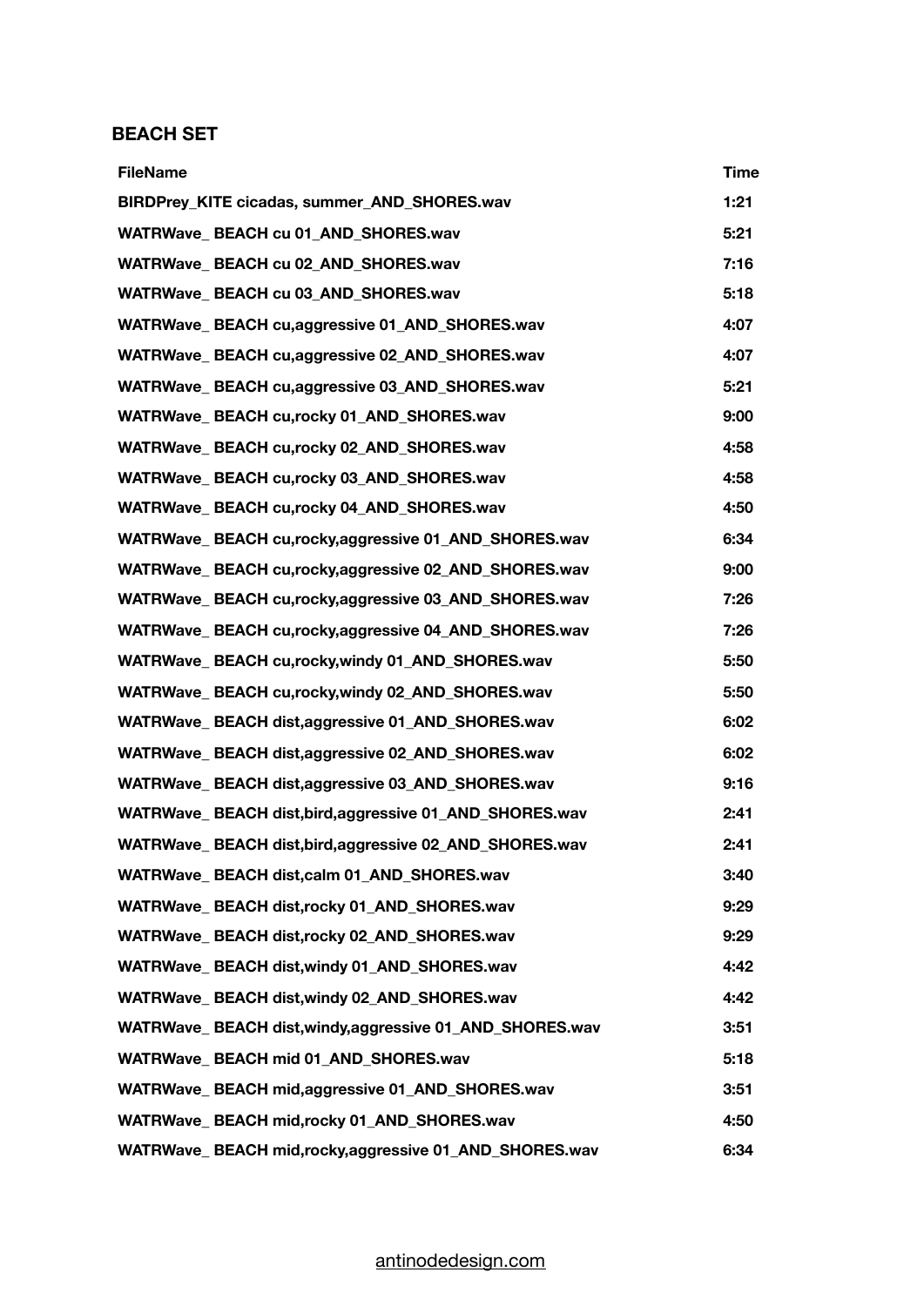## BEACH SET

| FileName | Time |
| --- | --- |
| BIRDPrey_KITE cicadas, summer_AND_SHORES.wav | 1:21 |
| WATRWave_ BEACH cu 01_AND_SHORES.wav | 5:21 |
| WATRWave_ BEACH cu 02_AND_SHORES.wav | 7:16 |
| WATRWave_ BEACH cu 03_AND_SHORES.wav | 5:18 |
| WATRWave_ BEACH cu,aggressive 01_AND_SHORES.wav | 4:07 |
| WATRWave_ BEACH cu,aggressive 02_AND_SHORES.wav | 4:07 |
| WATRWave_ BEACH cu,aggressive 03_AND_SHORES.wav | 5:21 |
| WATRWave_ BEACH cu,rocky 01_AND_SHORES.wav | 9:00 |
| WATRWave_ BEACH cu,rocky 02_AND_SHORES.wav | 4:58 |
| WATRWave_ BEACH cu,rocky 03_AND_SHORES.wav | 4:58 |
| WATRWave_ BEACH cu,rocky 04_AND_SHORES.wav | 4:50 |
| WATRWave_ BEACH cu,rocky,aggressive 01_AND_SHORES.wav | 6:34 |
| WATRWave_ BEACH cu,rocky,aggressive 02_AND_SHORES.wav | 9:00 |
| WATRWave_ BEACH cu,rocky,aggressive 03_AND_SHORES.wav | 7:26 |
| WATRWave_ BEACH cu,rocky,aggressive 04_AND_SHORES.wav | 7:26 |
| WATRWave_ BEACH cu,rocky,windy 01_AND_SHORES.wav | 5:50 |
| WATRWave_ BEACH cu,rocky,windy 02_AND_SHORES.wav | 5:50 |
| WATRWave_ BEACH dist,aggressive 01_AND_SHORES.wav | 6:02 |
| WATRWave_ BEACH dist,aggressive 02_AND_SHORES.wav | 6:02 |
| WATRWave_ BEACH dist,aggressive 03_AND_SHORES.wav | 9:16 |
| WATRWave_ BEACH dist,bird,aggressive 01_AND_SHORES.wav | 2:41 |
| WATRWave_ BEACH dist,bird,aggressive 02_AND_SHORES.wav | 2:41 |
| WATRWave_ BEACH dist,calm 01_AND_SHORES.wav | 3:40 |
| WATRWave_ BEACH dist,rocky 01_AND_SHORES.wav | 9:29 |
| WATRWave_ BEACH dist,rocky 02_AND_SHORES.wav | 9:29 |
| WATRWave_ BEACH dist,windy 01_AND_SHORES.wav | 4:42 |
| WATRWave_ BEACH dist,windy 02_AND_SHORES.wav | 4:42 |
| WATRWave_ BEACH dist,windy,aggressive 01_AND_SHORES.wav | 3:51 |
| WATRWave_ BEACH mid 01_AND_SHORES.wav | 5:18 |
| WATRWave_ BEACH mid,aggressive 01_AND_SHORES.wav | 3:51 |
| WATRWave_ BEACH mid,rocky 01_AND_SHORES.wav | 4:50 |
| WATRWave_ BEACH mid,rocky,aggressive 01_AND_SHORES.wav | 6:34 |

antinodedesign.com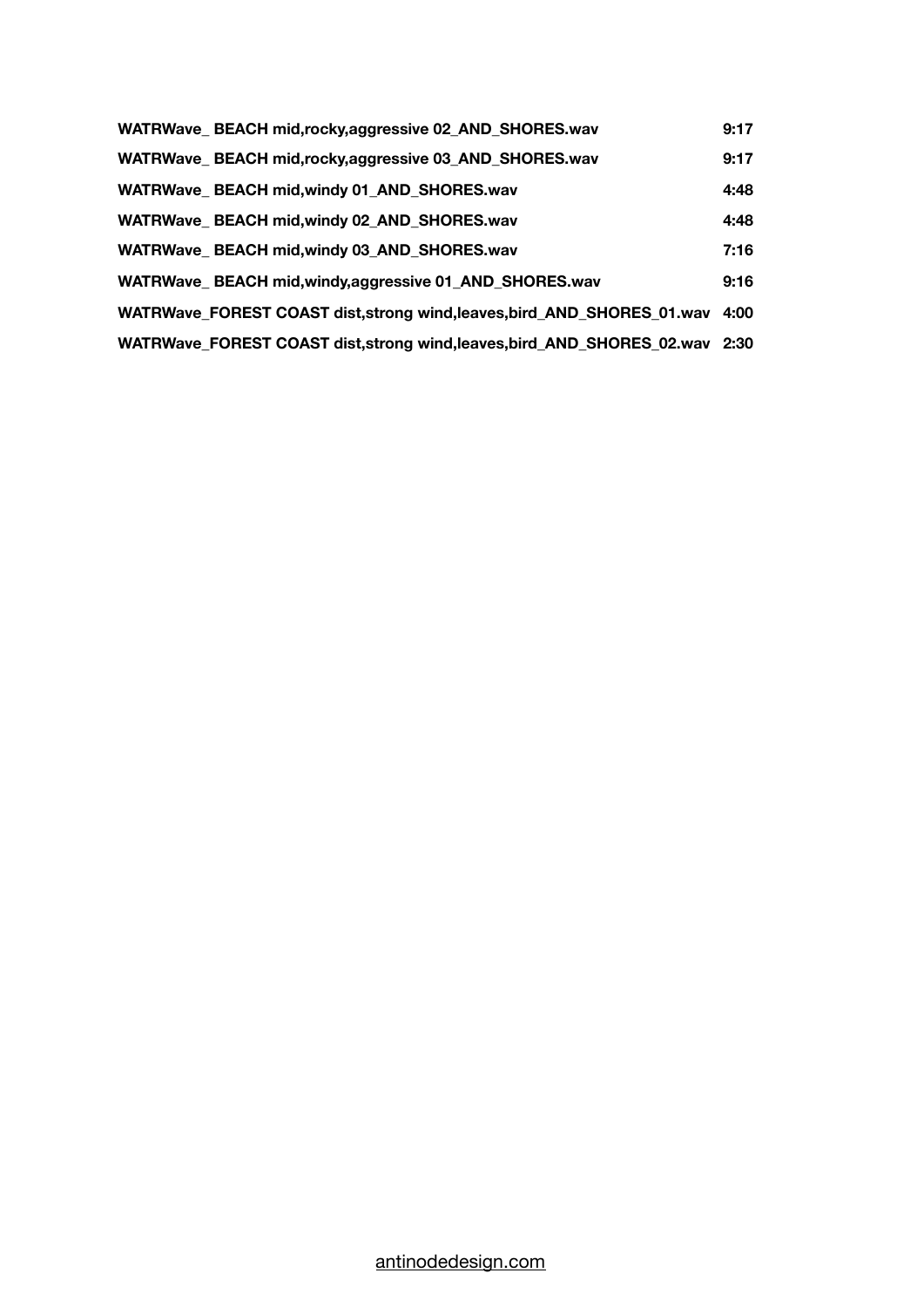| | |
|---|---|
| **WATRWave_ BEACH mid,rocky,aggressive 02_AND_SHORES.wav** | **9:17** |
| **WATRWave_ BEACH mid,rocky,aggressive 03_AND_SHORES.wav** | **9:17** |
| **WATRWave_ BEACH mid,windy 01_AND_SHORES.wav** | **4:48** |
| **WATRWave_ BEACH mid,windy 02_AND_SHORES.wav** | **4:48** |
| **WATRWave_ BEACH mid,windy 03_AND_SHORES.wav** | **7:16** |
| **WATRWave_ BEACH mid,windy,aggressive 01_AND_SHORES.wav** | **9:16** |
| **WATRWave_FOREST COAST dist,strong wind,leaves,bird_AND_SHORES_01.wav** | **4:00** |
| **WATRWave_FOREST COAST dist,strong wind,leaves,bird_AND_SHORES_02.wav** | **2:30** |

antinodedesign.com